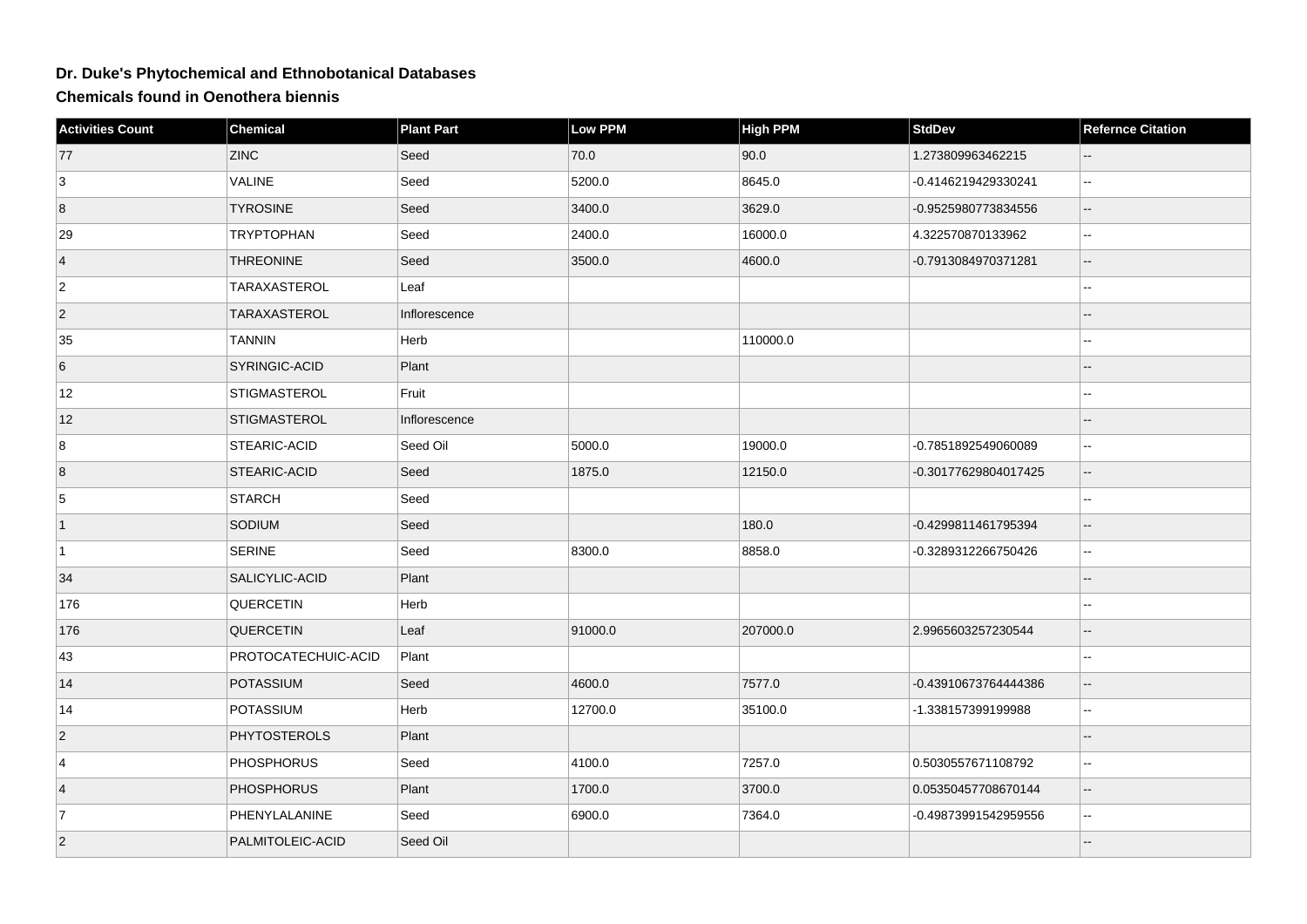# Dr. Duke's Phytochemical and Ethnobotanical Databases

## Chemicals found in Oenothera biennis

| Activities Count | Chemical | Plant Part | Low PPM | High PPM | StdDev | Refernce Citation |
|---|---|---|---|---|---|---|
| 77 | ZINC | Seed | 70.0 | 90.0 | 1.273809963462215 | -- |
| 3 | VALINE | Seed | 5200.0 | 8645.0 | -0.4146219429330241 | -- |
| 8 | TYROSINE | Seed | 3400.0 | 3629.0 | -0.9525980773834556 | -- |
| 29 | TRYPTOPHAN | Seed | 2400.0 | 16000.0 | 4.322570870133962 | -- |
| 4 | THREONINE | Seed | 3500.0 | 4600.0 | -0.7913084970371281 | -- |
| 2 | TARAXASTEROL | Leaf | | | | -- |
| 2 | TARAXASTEROL | Inflorescence | | | | -- |
| 35 | TANNIN | Herb | | 110000.0 | | -- |
| 6 | SYRINGIC-ACID | Plant | | | | -- |
| 12 | STIGMASTEROL | Fruit | | | | -- |
| 12 | STIGMASTEROL | Inflorescence | | | | -- |
| 8 | STEARIC-ACID | Seed Oil | 5000.0 | 19000.0 | -0.7851892549060089 | -- |
| 8 | STEARIC-ACID | Seed | 1875.0 | 12150.0 | -0.30177629804017425 | -- |
| 5 | STARCH | Seed | | | | -- |
| 1 | SODIUM | Seed | | 180.0 | -0.4299811461795394 | -- |
| 1 | SERINE | Seed | 8300.0 | 8858.0 | -0.3289312266750426 | -- |
| 34 | SALICYLIC-ACID | Plant | | | | -- |
| 176 | QUERCETIN | Herb | | | | -- |
| 176 | QUERCETIN | Leaf | 91000.0 | 207000.0 | 2.9965603257230544 | -- |
| 43 | PROTOCATECHUIC-ACID | Plant | | | | -- |
| 14 | POTASSIUM | Seed | 4600.0 | 7577.0 | -0.43910673764444386 | -- |
| 14 | POTASSIUM | Herb | 12700.0 | 35100.0 | -1.338157399199988 | -- |
| 2 | PHYTOSTEROLS | Plant | | | | -- |
| 4 | PHOSPHORUS | Seed | 4100.0 | 7257.0 | 0.5030557671108792 | -- |
| 4 | PHOSPHORUS | Plant | 1700.0 | 3700.0 | 0.05350457708670144 | -- |
| 7 | PHENYLALANINE | Seed | 6900.0 | 7364.0 | -0.49873991542959556 | -- |
| 2 | PALMITOLEIC-ACID | Seed Oil | | | | -- |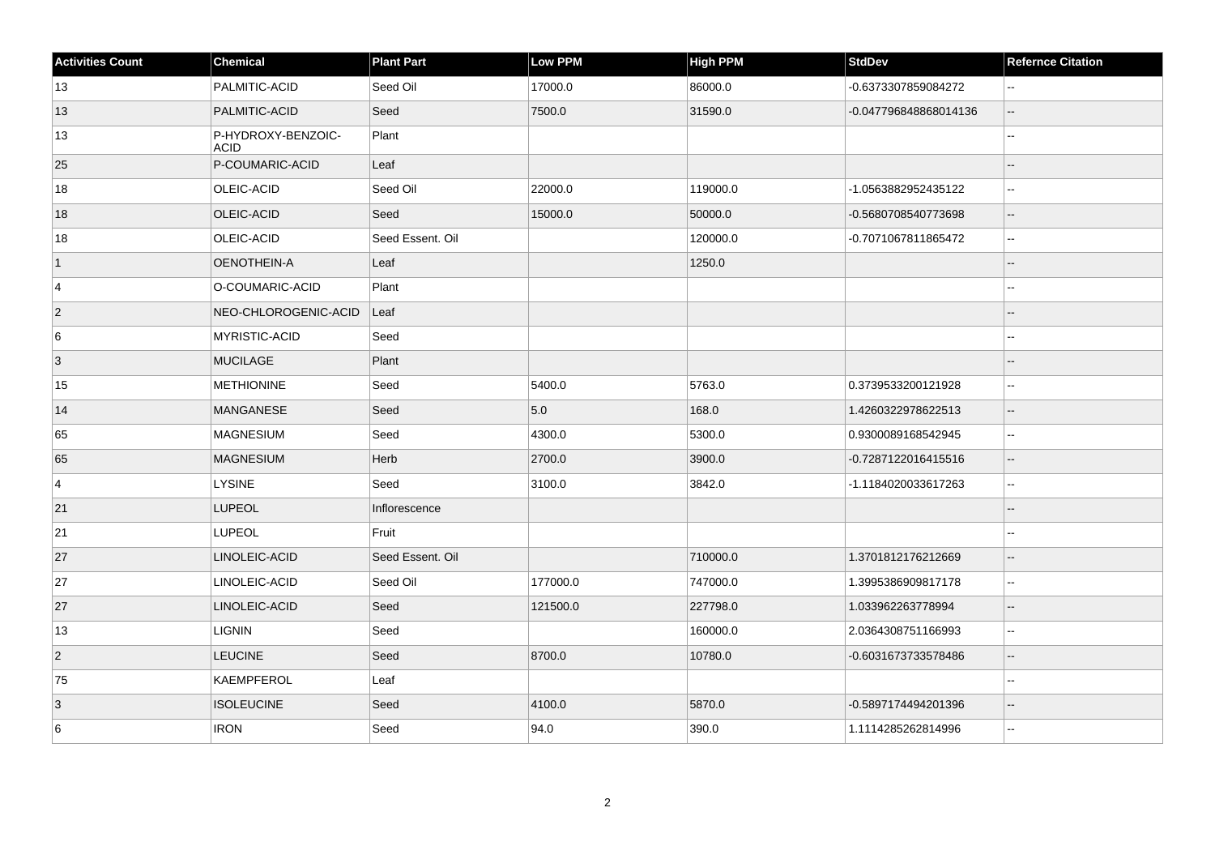| Activities Count | Chemical | Plant Part | Low PPM | High PPM | StdDev | Refernce Citation |
|---|---|---|---|---|---|---|
| 13 | PALMITIC-ACID | Seed Oil | 17000.0 | 86000.0 | -0.6373307859084272 | -- |
| 13 | PALMITIC-ACID | Seed | 7500.0 | 31590.0 | -0.047796848868014136 | -- |
| 13 | P-HYDROXY-BENZOIC-ACID | Plant | | | | -- |
| 25 | P-COUMARIC-ACID | Leaf | | | | -- |
| 18 | OLEIC-ACID | Seed Oil | 22000.0 | 119000.0 | -1.0563882952435122 | -- |
| 18 | OLEIC-ACID | Seed | 15000.0 | 50000.0 | -0.5680708540773698 | -- |
| 18 | OLEIC-ACID | Seed Essent. Oil | | 120000.0 | -0.7071067811865472 | -- |
| 1 | OENOTHEIN-A | Leaf | | 1250.0 | | -- |
| 4 | O-COUMARIC-ACID | Plant | | | | -- |
| 2 | NEO-CHLOROGENIC-ACID | Leaf | | | | -- |
| 6 | MYRISTIC-ACID | Seed | | | | -- |
| 3 | MUCILAGE | Plant | | | | -- |
| 15 | METHIONINE | Seed | 5400.0 | 5763.0 | 0.3739533200121928 | -- |
| 14 | MANGANESE | Seed | 5.0 | 168.0 | 1.4260322978622513 | -- |
| 65 | MAGNESIUM | Seed | 4300.0 | 5300.0 | 0.9300089168542945 | -- |
| 65 | MAGNESIUM | Herb | 2700.0 | 3900.0 | -0.7287122016415516 | -- |
| 4 | LYSINE | Seed | 3100.0 | 3842.0 | -1.1184020033617263 | -- |
| 21 | LUPEOL | Inflorescence | | | | -- |
| 21 | LUPEOL | Fruit | | | | -- |
| 27 | LINOLEIC-ACID | Seed Essent. Oil | | 710000.0 | 1.3701812176212669 | -- |
| 27 | LINOLEIC-ACID | Seed Oil | 177000.0 | 747000.0 | 1.3995386909817178 | -- |
| 27 | LINOLEIC-ACID | Seed | 121500.0 | 227798.0 | 1.033962263778994 | -- |
| 13 | LIGNIN | Seed | | 160000.0 | 2.0364308751166993 | -- |
| 2 | LEUCINE | Seed | 8700.0 | 10780.0 | -0.6031673733578486 | -- |
| 75 | KAEMPFEROL | Leaf | | | | -- |
| 3 | ISOLEUCINE | Seed | 4100.0 | 5870.0 | -0.5897174494201396 | -- |
| 6 | IRON | Seed | 94.0 | 390.0 | 1.1114285262814996 | -- |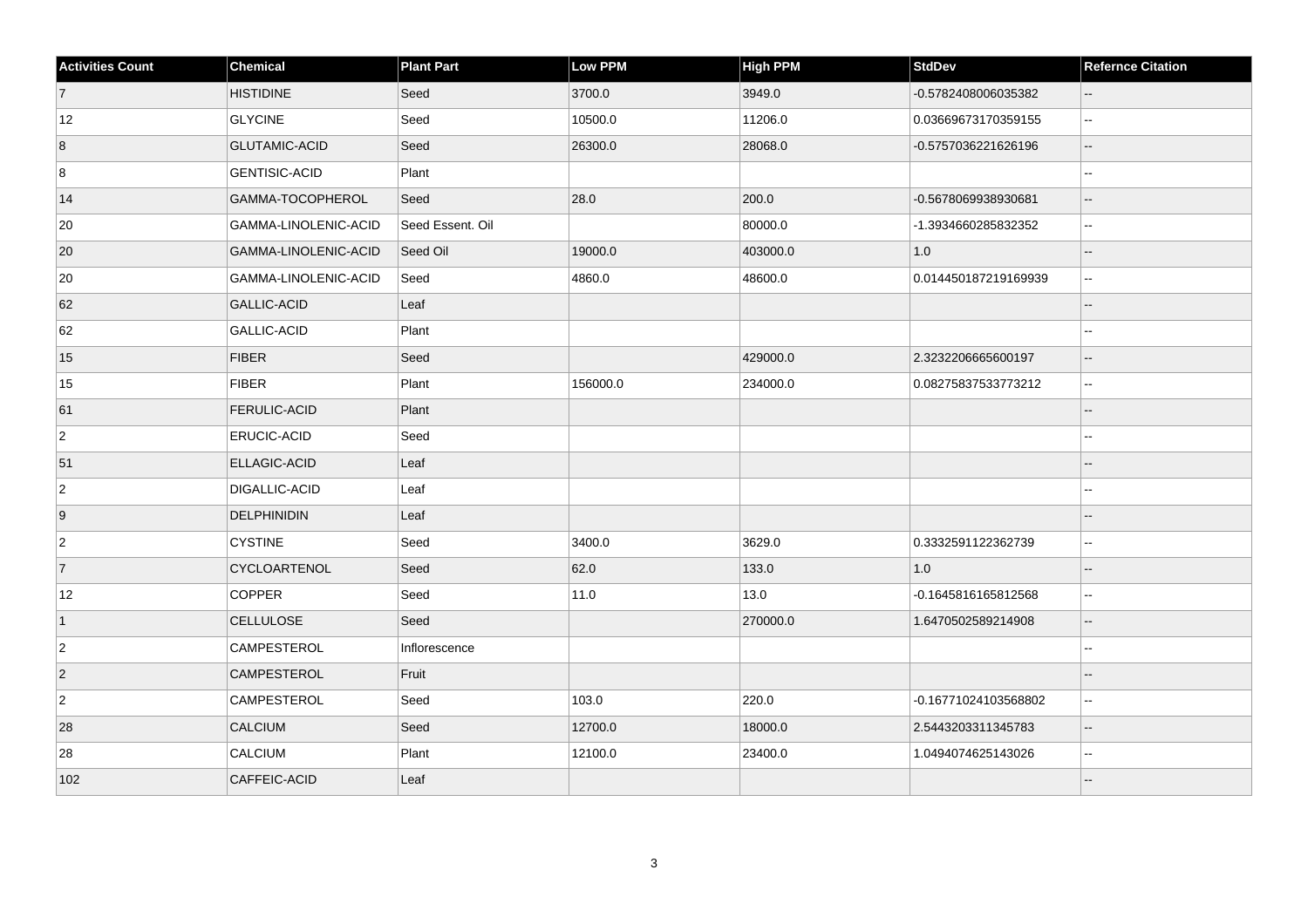| Activities Count | Chemical | Plant Part | Low PPM | High PPM | StdDev | Refernce Citation |
|---|---|---|---|---|---|---|
| 7 | HISTIDINE | Seed | 3700.0 | 3949.0 | -0.5782408006035382 | -- |
| 12 | GLYCINE | Seed | 10500.0 | 11206.0 | 0.03669673170359155 | -- |
| 8 | GLUTAMIC-ACID | Seed | 26300.0 | 28068.0 | -0.5757036221626196 | -- |
| 8 | GENTISIC-ACID | Plant | | | | -- |
| 14 | GAMMA-TOCOPHEROL | Seed | 28.0 | 200.0 | -0.5678069938930681 | -- |
| 20 | GAMMA-LINOLENIC-ACID | Seed Essent. Oil | | 80000.0 | -1.3934660285832352 | -- |
| 20 | GAMMA-LINOLENIC-ACID | Seed Oil | 19000.0 | 403000.0 | 1.0 | -- |
| 20 | GAMMA-LINOLENIC-ACID | Seed | 4860.0 | 48600.0 | 0.014450187219169939 | -- |
| 62 | GALLIC-ACID | Leaf | | | | -- |
| 62 | GALLIC-ACID | Plant | | | | -- |
| 15 | FIBER | Seed | | 429000.0 | 2.3232206665600197 | -- |
| 15 | FIBER | Plant | 156000.0 | 234000.0 | 0.08275837533773212 | -- |
| 61 | FERULIC-ACID | Plant | | | | -- |
| 2 | ERUCIC-ACID | Seed | | | | -- |
| 51 | ELLAGIC-ACID | Leaf | | | | -- |
| 2 | DIGALLIC-ACID | Leaf | | | | -- |
| 9 | DELPHINIDIN | Leaf | | | | -- |
| 2 | CYSTINE | Seed | 3400.0 | 3629.0 | 0.3332591122362739 | -- |
| 7 | CYCLOARTENOL | Seed | 62.0 | 133.0 | 1.0 | -- |
| 12 | COPPER | Seed | 11.0 | 13.0 | -0.1645816165812568 | -- |
| 1 | CELLULOSE | Seed | | 270000.0 | 1.6470502589214908 | -- |
| 2 | CAMPESTEROL | Inflorescence | | | | -- |
| 2 | CAMPESTEROL | Fruit | | | | -- |
| 2 | CAMPESTEROL | Seed | 103.0 | 220.0 | -0.16771024103568802 | -- |
| 28 | CALCIUM | Seed | 12700.0 | 18000.0 | 2.5443203311345783 | -- |
| 28 | CALCIUM | Plant | 12100.0 | 23400.0 | 1.0494074625143026 | -- |
| 102 | CAFFEIC-ACID | Leaf | | | | -- |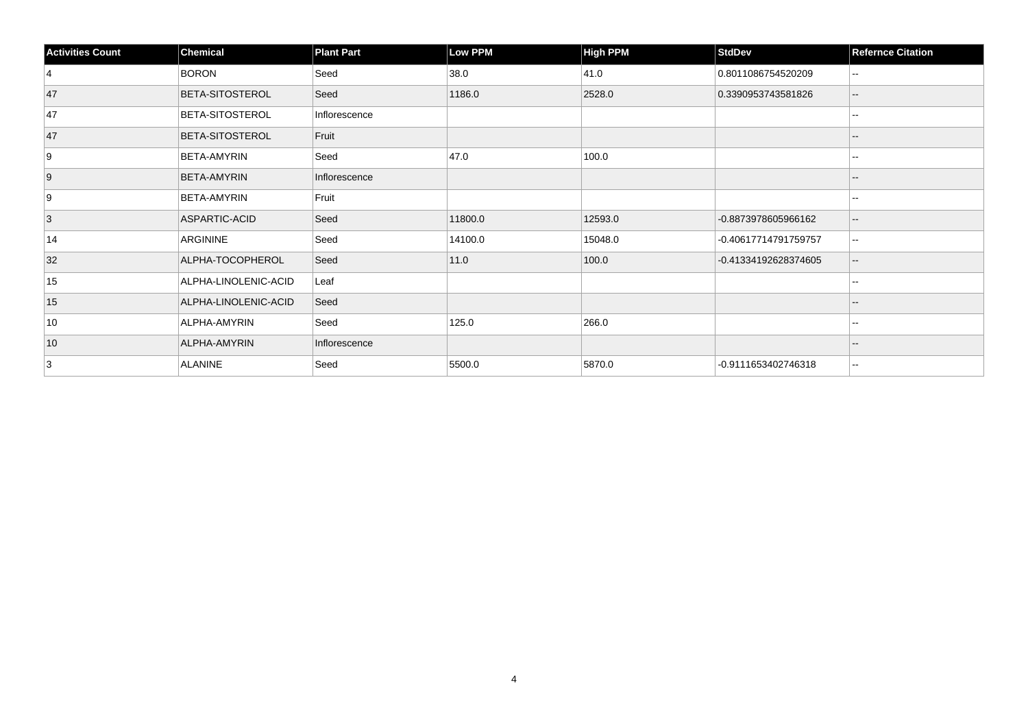| Activities Count | Chemical | Plant Part | Low PPM | High PPM | StdDev | Refernce Citation |
|---|---|---|---|---|---|---|
| 4 | BORON | Seed | 38.0 | 41.0 | 0.8011086754520209 | -- |
| 47 | BETA-SITOSTEROL | Seed | 1186.0 | 2528.0 | 0.3390953743581826 | -- |
| 47 | BETA-SITOSTEROL | Inflorescence | | | | -- |
| 47 | BETA-SITOSTEROL | Fruit | | | | -- |
| 9 | BETA-AMYRIN | Seed | 47.0 | 100.0 | | -- |
| 9 | BETA-AMYRIN | Inflorescence | | | | -- |
| 9 | BETA-AMYRIN | Fruit | | | | -- |
| 3 | ASPARTIC-ACID | Seed | 11800.0 | 12593.0 | -0.8873978605966162 | -- |
| 14 | ARGININE | Seed | 14100.0 | 15048.0 | -0.40617714791759757 | -- |
| 32 | ALPHA-TOCOPHEROL | Seed | 11.0 | 100.0 | -0.41334192628374605 | -- |
| 15 | ALPHA-LINOLENIC-ACID | Leaf | | | | -- |
| 15 | ALPHA-LINOLENIC-ACID | Seed | | | | -- |
| 10 | ALPHA-AMYRIN | Seed | 125.0 | 266.0 | | -- |
| 10 | ALPHA-AMYRIN | Inflorescence | | | | -- |
| 3 | ALANINE | Seed | 5500.0 | 5870.0 | -0.9111653402746318 | -- |